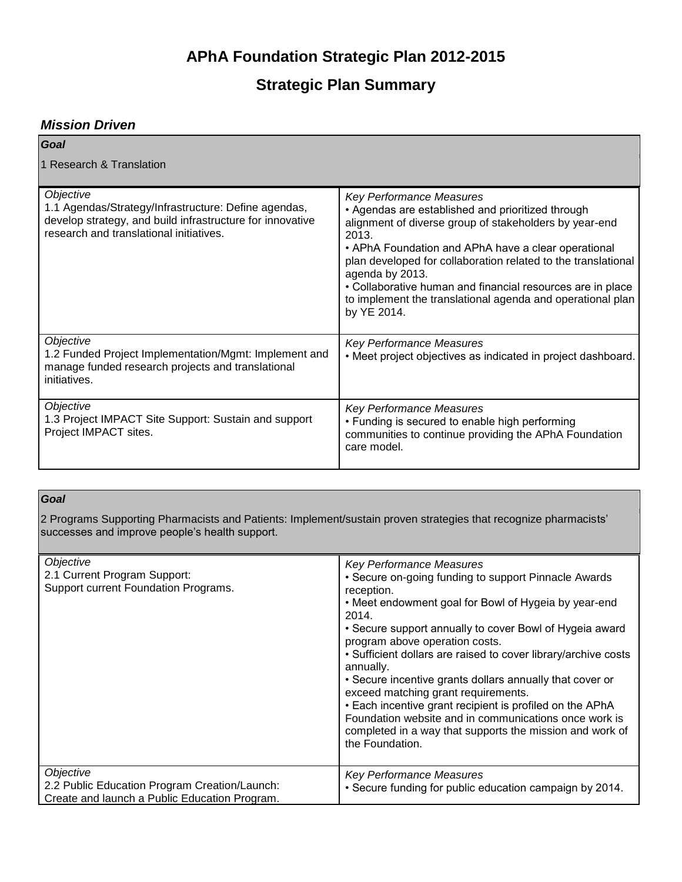# APhA Foundation Strategic Plan 2012-2015

## Strategic Plan Summary

### *Mission Driven*

| ***Goal*** | |
|---|---|
| 1 Research & Translation | |
| *Objective*<br>1.1 Agendas/Strategy/Infrastructure: Define agendas, develop strategy, and build infrastructure for innovative research and translational initiatives. | *Key Performance Measures*<br>• Agendas are established and prioritized through alignment of diverse group of stakeholders by year-end 2013.<br>• APhA Foundation and APhA have a clear operational plan developed for collaboration related to the translational agenda by 2013.<br>• Collaborative human and financial resources are in place to implement the translational agenda and operational plan by YE 2014. |
| *Objective*<br>1.2 Funded Project Implementation/Mgmt: Implement and manage funded research projects and translational initiatives. | *Key Performance Measures*<br>• Meet project objectives as indicated in project dashboard. |
| *Objective*<br>1.3 Project IMPACT Site Support: Sustain and support Project IMPACT sites. | *Key Performance Measures*<br>• Funding is secured to enable high performing communities to continue providing the APhA Foundation care model. |

| ***Goal*** | |
|---|---|
| 2 Programs Supporting Pharmacists and Patients: Implement/sustain proven strategies that recognize pharmacists' successes and improve people's health support. | |
| *Objective*<br>2.1 Current Program Support:<br>Support current Foundation Programs. | *Key Performance Measures*<br>• Secure on-going funding to support Pinnacle Awards reception.<br>• Meet endowment goal for Bowl of Hygeia by year-end 2014.<br>• Secure support annually to cover Bowl of Hygeia award program above operation costs.<br>• Sufficient dollars are raised to cover library/archive costs annually.<br>• Secure incentive grants dollars annually that cover or exceed matching grant requirements.<br>• Each incentive grant recipient is profiled on the APhA Foundation website and in communications once work is completed in a way that supports the mission and work of the Foundation. |
| *Objective*<br>2.2 Public Education Program Creation/Launch:<br>Create and launch a Public Education Program. | *Key Performance Measures*<br>• Secure funding for public education campaign by 2014. |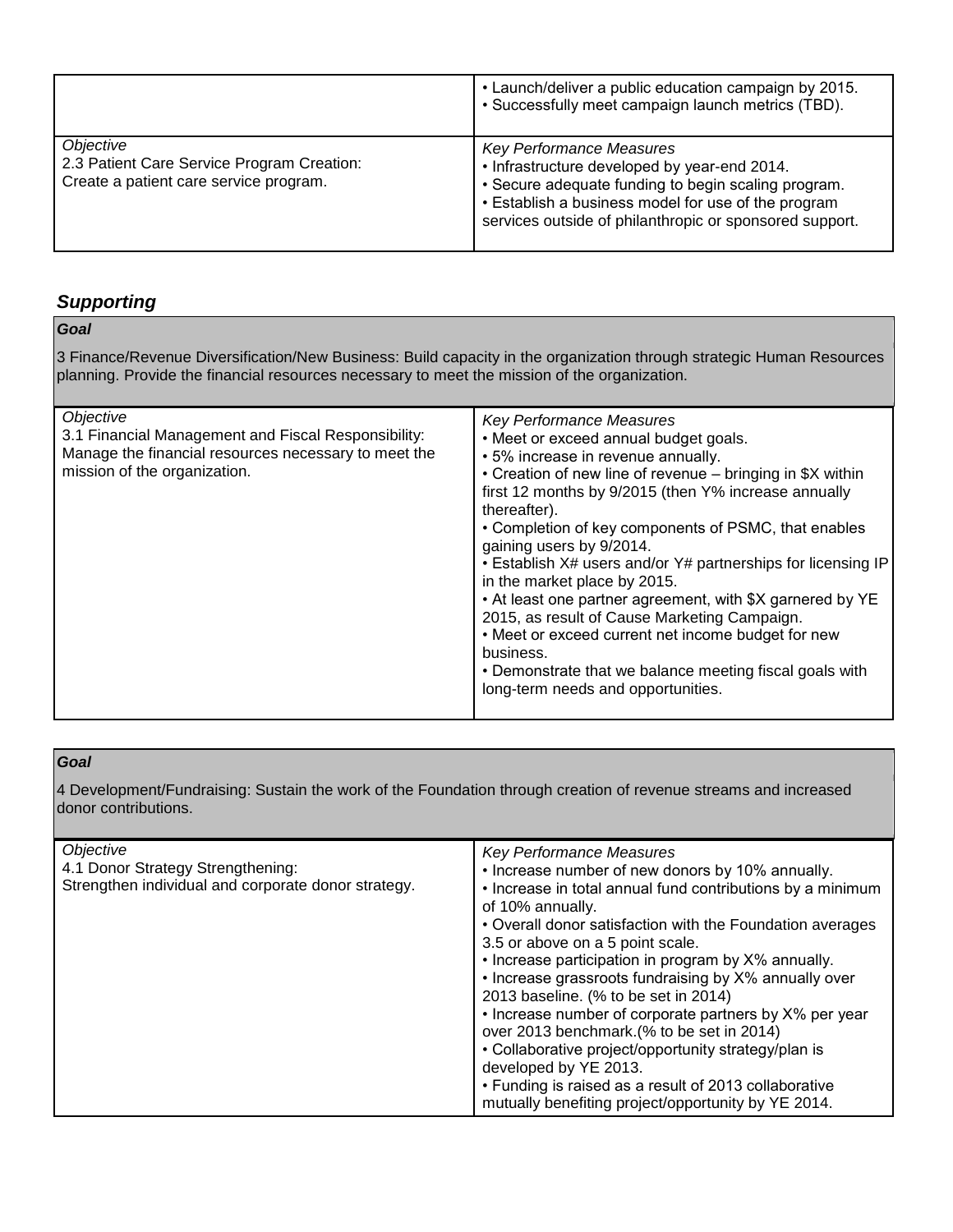| | • Launch/deliver a public education campaign by 2015.<br>• Successfully meet campaign launch metrics (TBD). |
|---|---|
| *Objective*<br>2.3 Patient Care Service Program Creation: Create a patient care service program. | *Key Performance Measures*<br>• Infrastructure developed by year-end 2014.<br>• Secure adequate funding to begin scaling program.<br>• Establish a business model for use of the program services outside of philanthropic or sponsored support. |

## *Supporting*

***Goal***

3 Finance/Revenue Diversification/New Business: Build capacity in the organization through strategic Human Resources planning. Provide the financial resources necessary to meet the mission of the organization.

| *Objective* | *Key Performance Measures* |
|---|---|
| 3.1 Financial Management and Fiscal Responsibility: Manage the financial resources necessary to meet the mission of the organization. | • Meet or exceed annual budget goals.<br>• 5% increase in revenue annually.<br>• Creation of new line of revenue – bringing in $X within first 12 months by 9/2015 (then Y% increase annually thereafter).<br>• Completion of key components of PSMC, that enables gaining users by 9/2014.<br>• Establish X# users and/or Y# partnerships for licensing IP in the market place by 2015.<br>• At least one partner agreement, with $X garnered by YE 2015, as result of Cause Marketing Campaign.<br>• Meet or exceed current net income budget for new business.<br>• Demonstrate that we balance meeting fiscal goals with long-term needs and opportunities. |

***Goal***

4 Development/Fundraising: Sustain the work of the Foundation through creation of revenue streams and increased donor contributions.

| *Objective* | *Key Performance Measures* |
|---|---|
| 4.1 Donor Strategy Strengthening: Strengthen individual and corporate donor strategy. | • Increase number of new donors by 10% annually.<br>• Increase in total annual fund contributions by a minimum of 10% annually.<br>• Overall donor satisfaction with the Foundation averages 3.5 or above on a 5 point scale.<br>• Increase participation in program by X% annually.<br>• Increase grassroots fundraising by X% annually over 2013 baseline. (% to be set in 2014)<br>• Increase number of corporate partners by X% per year over 2013 benchmark.(% to be set in 2014)<br>• Collaborative project/opportunity strategy/plan is developed by YE 2013.<br>• Funding is raised as a result of 2013 collaborative mutually benefiting project/opportunity by YE 2014. |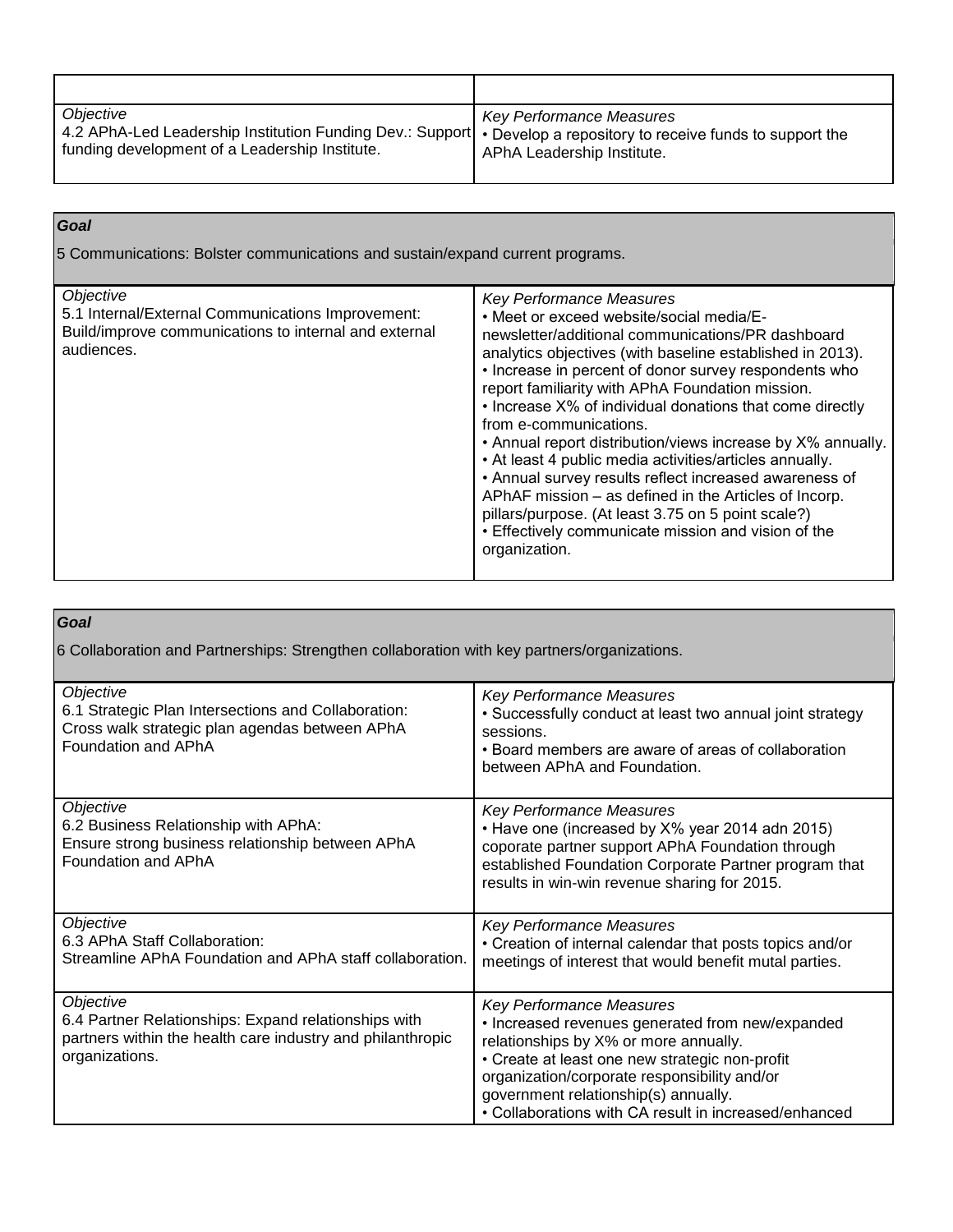| | |
|---|---|
| *Objective*<br>4.2 APhA-Led Leadership Institution Funding Dev.: Support funding development of a Leadership Institute. | *Key Performance Measures*<br>• Develop a repository to receive funds to support the APhA Leadership Institute. |

| ***Goal*** | |
|---|---|
| 5 Communications: Bolster communications and sustain/expand current programs. | |
| *Objective*<br>5.1 Internal/External Communications Improvement: Build/improve communications to internal and external audiences. | *Key Performance Measures*<br>• Meet or exceed website/social media/E-newsletter/additional communications/PR dashboard analytics objectives (with baseline established in 2013).<br>• Increase in percent of donor survey respondents who report familiarity with APhA Foundation mission.<br>• Increase X% of individual donations that come directly from e-communications.<br>• Annual report distribution/views increase by X% annually.<br>• At least 4 public media activities/articles annually.<br>• Annual survey results reflect increased awareness of APhAF mission – as defined in the Articles of Incorp. pillars/purpose. (At least 3.75 on 5 point scale?)<br>• Effectively communicate mission and vision of the organization. |

| ***Goal*** | |
|---|---|
| 6 Collaboration and Partnerships: Strengthen collaboration with key partners/organizations. | |
| *Objective*<br>6.1 Strategic Plan Intersections and Collaboration: Cross walk strategic plan agendas between APhA Foundation and APhA | *Key Performance Measures*<br>• Successfully conduct at least two annual joint strategy sessions.<br>• Board members are aware of areas of collaboration between APhA and Foundation. |
| *Objective*<br>6.2 Business Relationship with APhA: Ensure strong business relationship between APhA Foundation and APhA | *Key Performance Measures*<br>• Have one (increased by X% year 2014 adn 2015) coporate partner support APhA Foundation through established Foundation Corporate Partner program that results in win-win revenue sharing for 2015. |
| *Objective*<br>6.3 APhA Staff Collaboration: Streamline APhA Foundation and APhA staff collaboration. | *Key Performance Measures*<br>• Creation of internal calendar that posts topics and/or meetings of interest that would benefit mutal parties. |
| *Objective*<br>6.4 Partner Relationships: Expand relationships with partners within the health care industry and philanthropic organizations. | *Key Performance Measures*<br>• Increased revenues generated from new/expanded relationships by X% or more annually.<br>• Create at least one new strategic non-profit organization/corporate responsibility and/or government relationship(s) annually.<br>• Collaborations with CA result in increased/enhanced |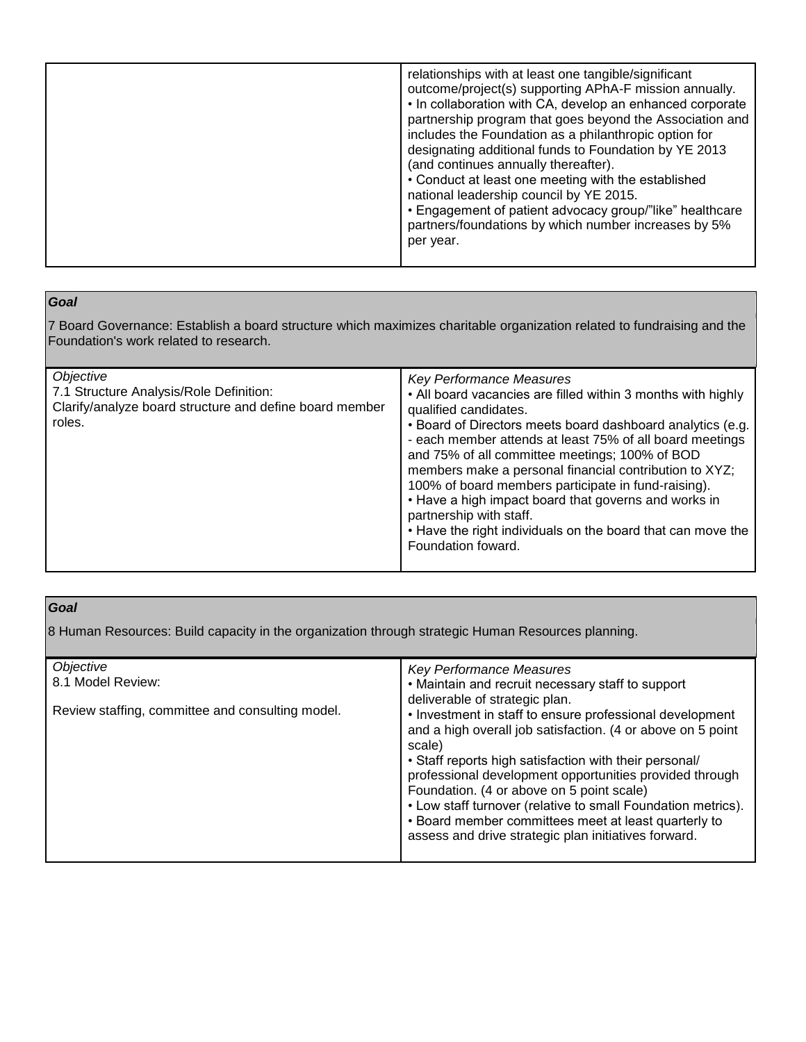| | |
|---|---|
| | relationships with at least one tangible/significant outcome/project(s) supporting APhA-F mission annually.<br>• In collaboration with CA, develop an enhanced corporate partnership program that goes beyond the Association and includes the Foundation as a philanthropic option for designating additional funds to Foundation by YE 2013 (and continues annually thereafter).<br>• Conduct at least one meeting with the established national leadership council by YE 2015.<br>• Engagement of patient advocacy group/"like" healthcare partners/foundations by which number increases by 5% per year. |

***Goal***

7 Board Governance: Establish a board structure which maximizes charitable organization related to fundraising and the Foundation's work related to research.

| *Objective* | *Key Performance Measures* |
|---|---|
| 7.1 Structure Analysis/Role Definition:<br>Clarify/analyze board structure and define board member roles. | • All board vacancies are filled within 3 months with highly qualified candidates.<br>• Board of Directors meets board dashboard analytics (e.g. - each member attends at least 75% of all board meetings and 75% of all committee meetings; 100% of BOD members make a personal financial contribution to XYZ; 100% of board members participate in fund-raising).<br>• Have a high impact board that governs and works in partnership with staff.<br>• Have the right individuals on the board that can move the Foundation foward. |

***Goal***

8 Human Resources: Build capacity in the organization through strategic Human Resources planning.

| *Objective* | *Key Performance Measures* |
|---|---|
| 8.1 Model Review:<br><br>Review staffing, committee and consulting model. | • Maintain and recruit necessary staff to support deliverable of strategic plan.<br>• Investment in staff to ensure professional development and a high overall job satisfaction. (4 or above on 5 point scale)<br>• Staff reports high satisfaction with their personal/ professional development opportunities provided through Foundation. (4 or above on 5 point scale)<br>• Low staff turnover (relative to small Foundation metrics).<br>• Board member committees meet at least quarterly to assess and drive strategic plan initiatives forward. |